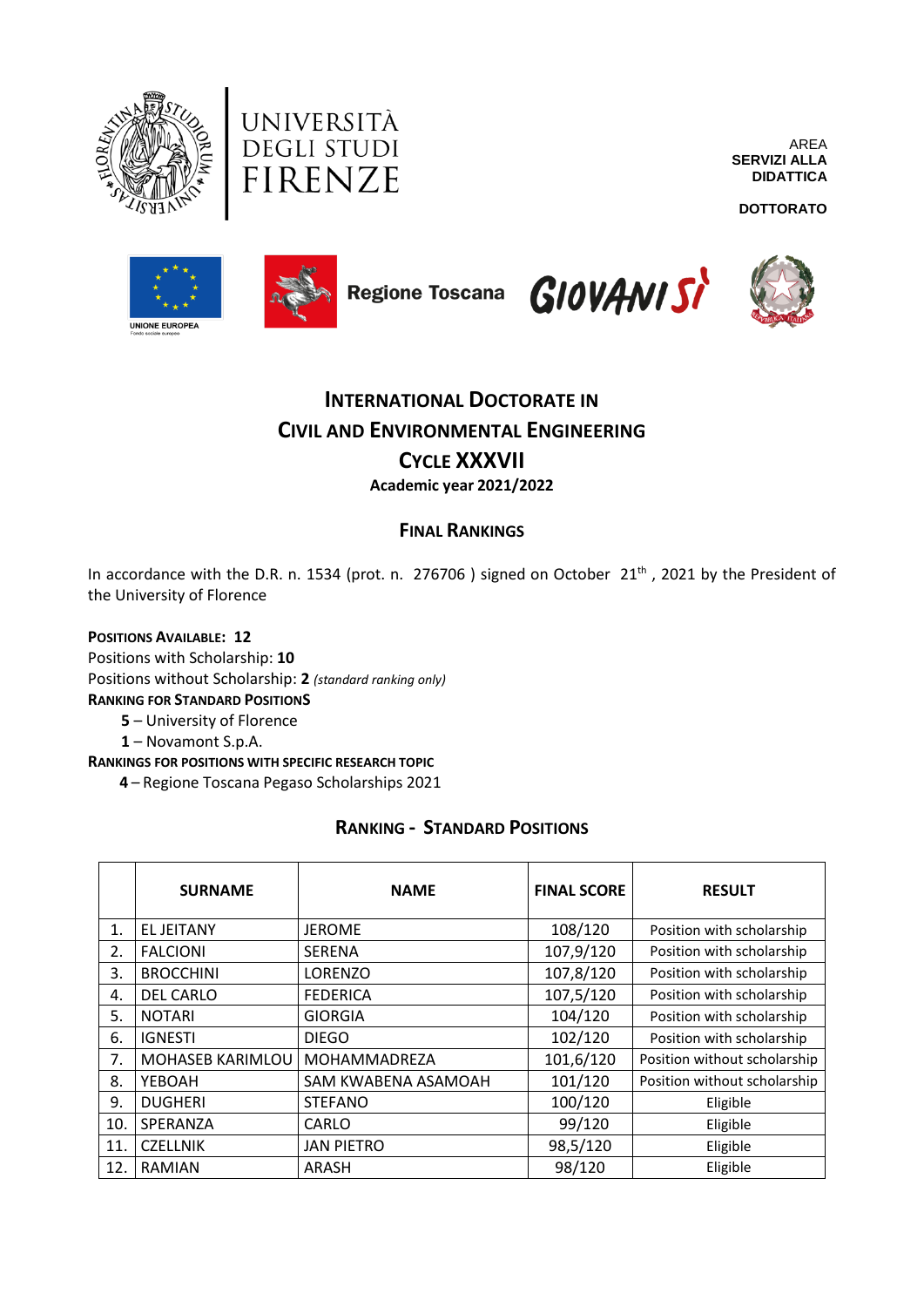UNIVERSITÀ DEGLI STUDI FIRENZE

AREA
**SERVIZI ALLA DIDATTICA**

**DOTTORATO**

UNIONE EUROPEA

Regione Toscana

GIOVANISì

# INTERNATIONAL DOCTORATE IN CIVIL AND ENVIRONMENTAL ENGINEERING

## CYCLE XXXVII

**Academic year 2021/2022**

## FINAL RANKINGS

In accordance with the D.R. n. 1534 (prot. n. 276706 ) signed on October 21th , 2021 by the President of the University of Florence

**POSITIONS AVAILABLE: 12**
Positions with Scholarship: **10**
Positions without Scholarship: **2** *(standard ranking only)*
**RANKING FOR STANDARD POSITIONS**

- **5** – University of Florence
- **1** – Novamont S.p.A.

**RANKINGS FOR POSITIONS WITH SPECIFIC RESEARCH TOPIC**

- **4** – Regione Toscana Pegaso Scholarships 2021

## RANKING - STANDARD POSITIONS

| | SURNAME | NAME | FINAL SCORE | RESULT |
|---|---|---|---|---|
| 1. | EL JEITANY | JEROME | 108/120 | Position with scholarship |
| 2. | FALCIONI | SERENA | 107,9/120 | Position with scholarship |
| 3. | BROCCHINI | LORENZO | 107,8/120 | Position with scholarship |
| 4. | DEL CARLO | FEDERICA | 107,5/120 | Position with scholarship |
| 5. | NOTARI | GIORGIA | 104/120 | Position with scholarship |
| 6. | IGNESTI | DIEGO | 102/120 | Position with scholarship |
| 7. | MOHASEB KARIMLOU | MOHAMMADREZA | 101,6/120 | Position without scholarship |
| 8. | YEBOAH | SAM KWABENA ASAMOAH | 101/120 | Position without scholarship |
| 9. | DUGHERI | STEFANO | 100/120 | Eligible |
| 10. | SPERANZA | CARLO | 99/120 | Eligible |
| 11. | CZELLNIK | JAN PIETRO | 98,5/120 | Eligible |
| 12. | RAMIAN | ARASH | 98/120 | Eligible |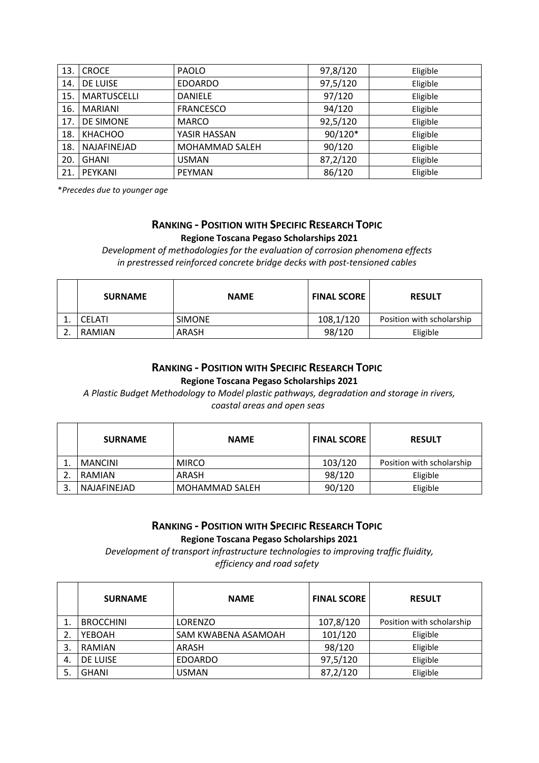| | | | | |
|---|---|---|---|---|
| 13. | CROCE | PAOLO | 97,8/120 | Eligible |
| 14. | DE LUISE | EDOARDO | 97,5/120 | Eligible |
| 15. | MARTUSCELLI | DANIELE | 97/120 | Eligible |
| 16. | MARIANI | FRANCESCO | 94/120 | Eligible |
| 17. | DE SIMONE | MARCO | 92,5/120 | Eligible |
| 18. | KHACHOO | YASIR HASSAN | 90/120* | Eligible |
| 18. | NAJAFINEJAD | MOHAMMAD SALEH | 90/120 | Eligible |
| 20. | GHANI | USMAN | 87,2/120 | Eligible |
| 21. | PEYKANI | PEYMAN | 86/120 | Eligible |

**Precedes due to younger age*

## RANKING - POSITION WITH SPECIFIC RESEARCH TOPIC

**Regione Toscana Pegaso Scholarships 2021**

*Development of methodologies for the evaluation of corrosion phenomena effects in prestressed reinforced concrete bridge decks with post-tensioned cables*

| | SURNAME | NAME | FINAL SCORE | RESULT |
|---|---|---|---|---|
| 1. | CELATI | SIMONE | 108,1/120 | Position with scholarship |
| 2. | RAMIAN | ARASH | 98/120 | Eligible |

## RANKING - POSITION WITH SPECIFIC RESEARCH TOPIC

**Regione Toscana Pegaso Scholarships 2021**

*A Plastic Budget Methodology to Model plastic pathways, degradation and storage in rivers, coastal areas and open seas*

| | SURNAME | NAME | FINAL SCORE | RESULT |
|---|---|---|---|---|
| 1. | MANCINI | MIRCO | 103/120 | Position with scholarship |
| 2. | RAMIAN | ARASH | 98/120 | Eligible |
| 3. | NAJAFINEJAD | MOHAMMAD SALEH | 90/120 | Eligible |

## RANKING - POSITION WITH SPECIFIC RESEARCH TOPIC

**Regione Toscana Pegaso Scholarships 2021**

*Development of transport infrastructure technologies to improving traffic fluidity, efficiency and road safety*

| | SURNAME | NAME | FINAL SCORE | RESULT |
|---|---|---|---|---|
| 1. | BROCCHINI | LORENZO | 107,8/120 | Position with scholarship |
| 2. | YEBOAH | SAM KWABENA ASAMOAH | 101/120 | Eligible |
| 3. | RAMIAN | ARASH | 98/120 | Eligible |
| 4. | DE LUISE | EDOARDO | 97,5/120 | Eligible |
| 5. | GHANI | USMAN | 87,2/120 | Eligible |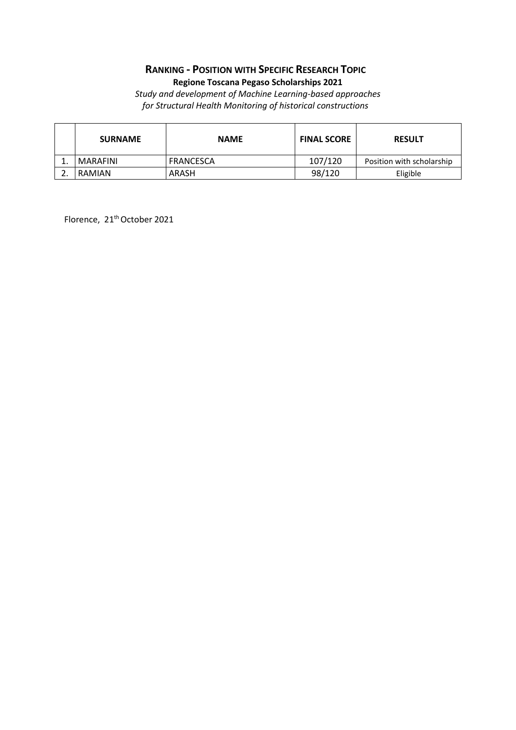# RANKING - POSITION WITH SPECIFIC RESEARCH TOPIC

**Regione Toscana Pegaso Scholarships 2021**

*Study and development of Machine Learning-based approaches for Structural Health Monitoring of historical constructions*

| | SURNAME | NAME | FINAL SCORE | RESULT |
|---|---|---|---|---|
| 1. | MARAFINI | FRANCESCA | 107/120 | Position with scholarship |
| 2. | RAMIAN | ARASH | 98/120 | Eligible |

Florence, 21th October 2021